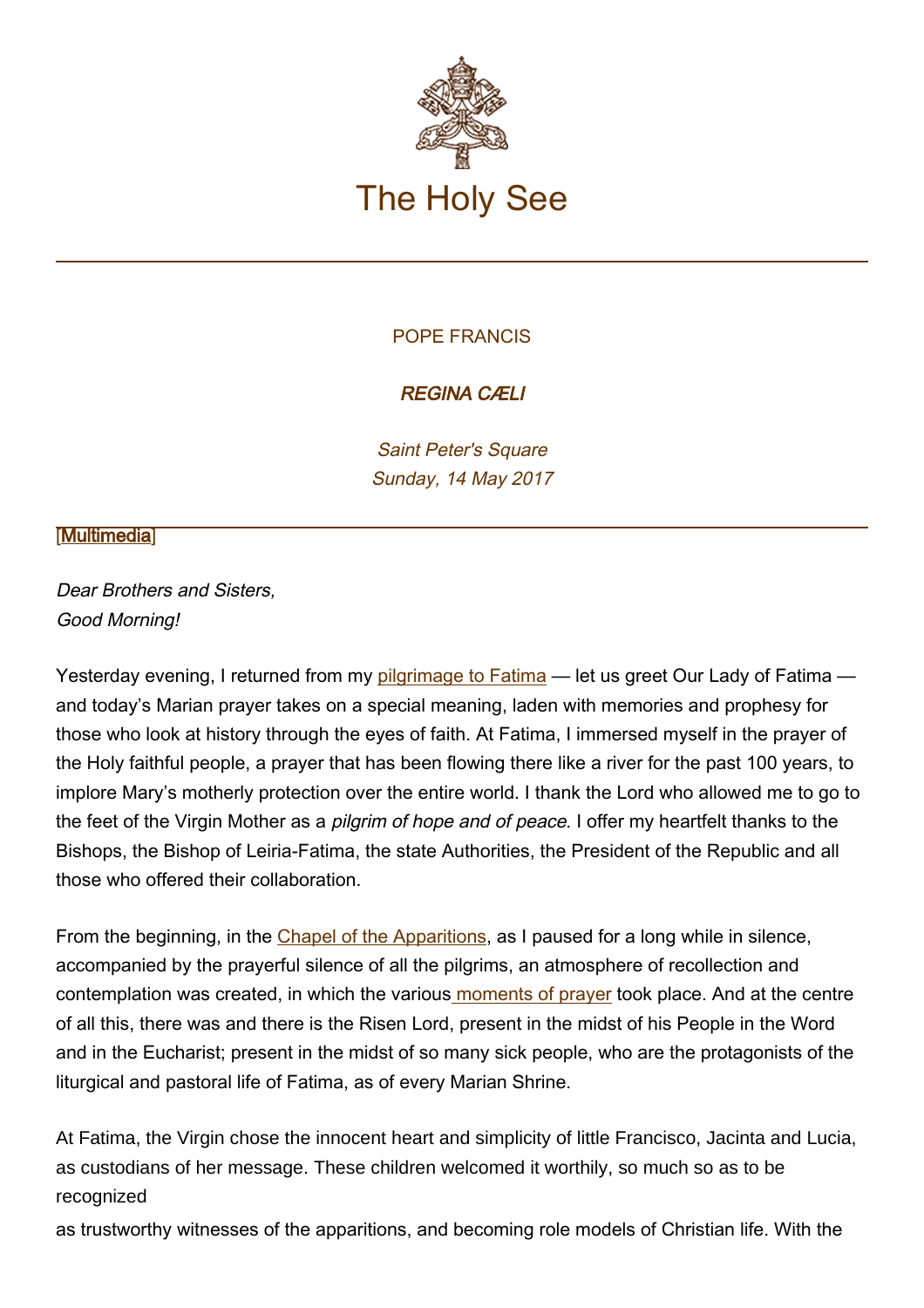# The Holy See

POPE FRANCIS

***REGINA CÆLI***

*Saint Peter's Square*
*Sunday, 14 May 2017*

[Multimedia]

*Dear Brothers and Sisters,*
*Good Morning!*

Yesterday evening, I returned from my pilgrimage to Fatima — let us greet Our Lady of Fatima — and today's Marian prayer takes on a special meaning, laden with memories and prophesy for those who look at history through the eyes of faith. At Fatima, I immersed myself in the prayer of the Holy faithful people, a prayer that has been flowing there like a river for the past 100 years, to implore Mary's motherly protection over the entire world. I thank the Lord who allowed me to go to the feet of the Virgin Mother as a *pilgrim of hope and of peace*. I offer my heartfelt thanks to the Bishops, the Bishop of Leiria-Fatima, the state Authorities, the President of the Republic and all those who offered their collaboration.

From the beginning, in the Chapel of the Apparitions, as I paused for a long while in silence, accompanied by the prayerful silence of all the pilgrims, an atmosphere of recollection and contemplation was created, in which the various moments of prayer took place. And at the centre of all this, there was and there is the Risen Lord, present in the midst of his People in the Word and in the Eucharist; present in the midst of so many sick people, who are the protagonists of the liturgical and pastoral life of Fatima, as of every Marian Shrine.

At Fatima, the Virgin chose the innocent heart and simplicity of little Francisco, Jacinta and Lucia, as custodians of her message. These children welcomed it worthily, so much so as to be recognized as trustworthy witnesses of the apparitions, and becoming role models of Christian life. With the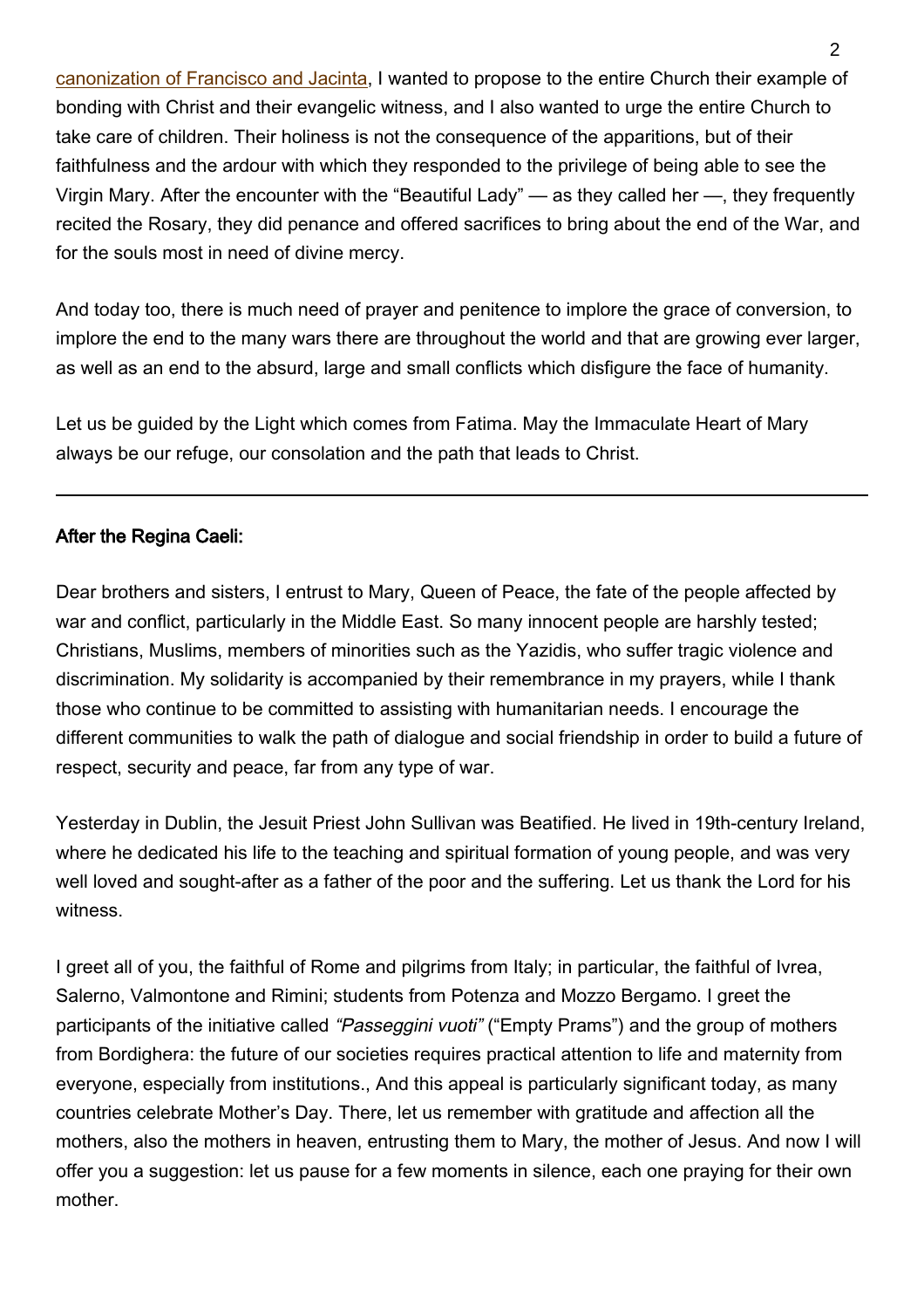canonization of Francisco and Jacinta, I wanted to propose to the entire Church their example of bonding with Christ and their evangelic witness, and I also wanted to urge the entire Church to take care of children. Their holiness is not the consequence of the apparitions, but of their faithfulness and the ardour with which they responded to the privilege of being able to see the Virgin Mary. After the encounter with the "Beautiful Lady" — as they called her —, they frequently recited the Rosary, they did penance and offered sacrifices to bring about the end of the War, and for the souls most in need of divine mercy.

And today too, there is much need of prayer and penitence to implore the grace of conversion, to implore the end to the many wars there are throughout the world and that are growing ever larger, as well as an end to the absurd, large and small conflicts which disfigure the face of humanity.

Let us be guided by the Light which comes from Fatima. May the Immaculate Heart of Mary always be our refuge, our consolation and the path that leads to Christ.

---

**After the Regina Caeli:**

Dear brothers and sisters, I entrust to Mary, Queen of Peace, the fate of the people affected by war and conflict, particularly in the Middle East. So many innocent people are harshly tested; Christians, Muslims, members of minorities such as the Yazidis, who suffer tragic violence and discrimination. My solidarity is accompanied by their remembrance in my prayers, while I thank those who continue to be committed to assisting with humanitarian needs. I encourage the different communities to walk the path of dialogue and social friendship in order to build a future of respect, security and peace, far from any type of war.

Yesterday in Dublin, the Jesuit Priest John Sullivan was Beatified. He lived in 19th-century Ireland, where he dedicated his life to the teaching and spiritual formation of young people, and was very well loved and sought-after as a father of the poor and the suffering. Let us thank the Lord for his witness.

I greet all of you, the faithful of Rome and pilgrims from Italy; in particular, the faithful of Ivrea, Salerno, Valmontone and Rimini; students from Potenza and Mozzo Bergamo. I greet the participants of the initiative called *"Passeggini vuoti"* ("Empty Prams") and the group of mothers from Bordighera: the future of our societies requires practical attention to life and maternity from everyone, especially from institutions., And this appeal is particularly significant today, as many countries celebrate Mother's Day. There, let us remember with gratitude and affection all the mothers, also the mothers in heaven, entrusting them to Mary, the mother of Jesus. And now I will offer you a suggestion: let us pause for a few moments in silence, each one praying for their own mother.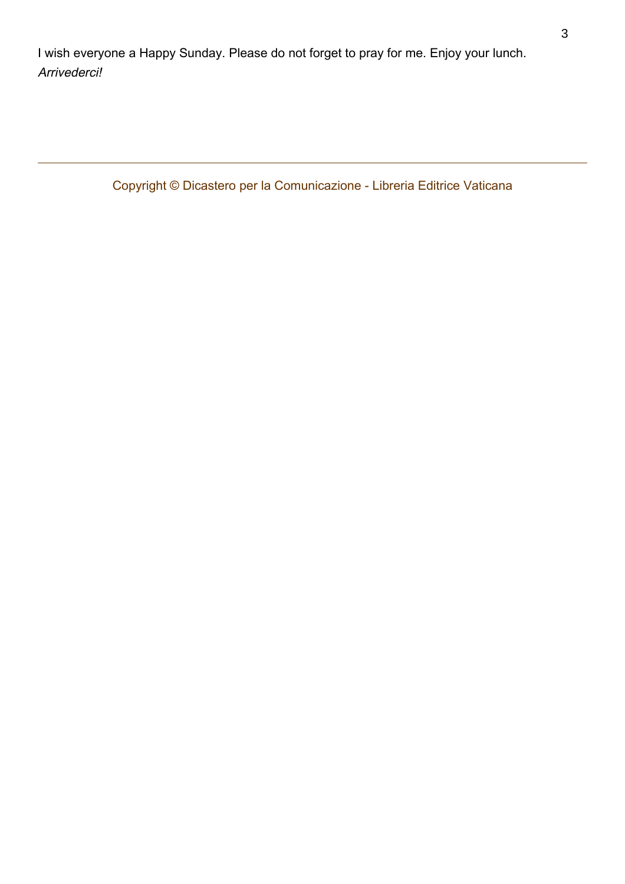I wish everyone a Happy Sunday. Please do not forget to pray for me. Enjoy your lunch. *Arrivederci!*

---

Copyright © Dicastero per la Comunicazione - Libreria Editrice Vaticana